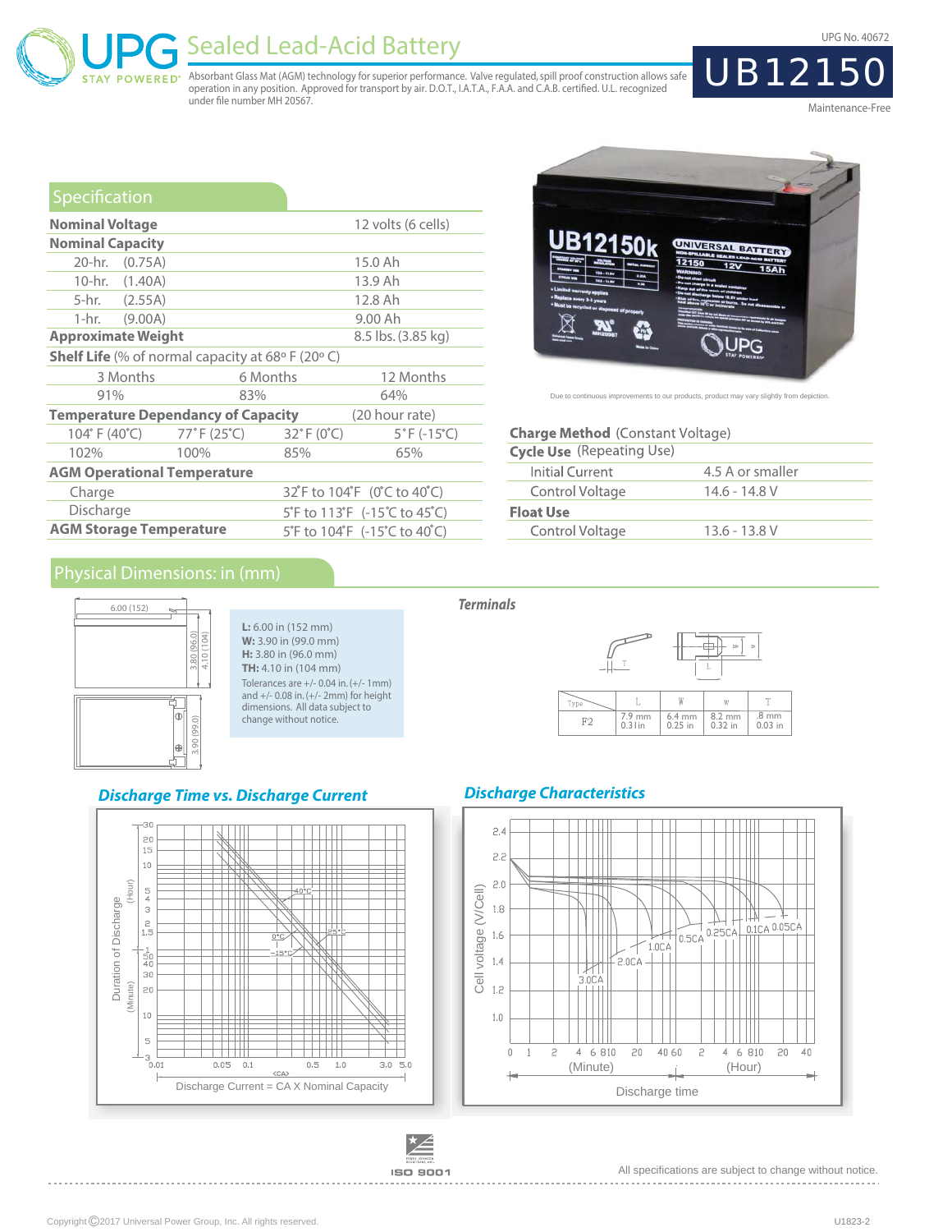# UPG Sealed Lead-Acid Battery

STAY POWERED

Absorbant Glass Mat (AGM) technology for superior performance. Valve regulated, spill proof construction allows safe operation in any position. Approved for transport by air. D.O.T., I.A.T.A., F.A.A. and C.A.B. certified. U.L. recognized under file number MH 20567.

UPG No. 40672

# UB12150

Maintenance-Free

## Specification

| | | |
|---|---|---|
| **Nominal Voltage** | | 12 volts (6 cells) |
| **Nominal Capacity** | | |
| 20-hr. | (0.75A) | 15.0 Ah |
| 10-hr. | (1.40A) | 13.9 Ah |
| 5-hr. | (2.55A) | 12.8 Ah |
| 1-hr. | (9.00A) | 9.00 Ah |
| **Approximate Weight** | | 8.5 lbs. (3.85 kg) |

**Shelf Life** (% of normal capacity at 68º F (20º C)

| 3 Months | 6 Months | 12 Months |
|---|---|---|
| 91% | 83% | 64% |

**Temperature Dependancy of Capacity** (20 hour rate)

| 104˚ F (40˚C) | 77˚ F (25˚C) | 32˚ F (0˚C) | 5˚ F (-15˚C) |
|---|---|---|---|
| 102% | 100% | 85% | 65% |

**AGM Operational Temperature**

| | |
|---|---|
| Charge | 32˚F to 104˚F (0˚C to 40˚C) |
| Discharge | 5˚F to 113˚F (-15˚C to 45˚C) |
| **AGM Storage Temperature** | 5˚F to 104˚F (-15˚C to 40˚C) |

Due to continuous improvements to our products, product may vary slightly from depiction.

**Charge Method** (Constant Voltage)

| | |
|---|---|
| **Cycle Use** (Repeating Use) | |
| Initial Current | 4.5 A or smaller |
| Control Voltage | 14.6 - 14.8 V |
| **Float Use** | |
| Control Voltage | 13.6 - 13.8 V |

## Physical Dimensions: in (mm)

**L:** 6.00 in (152 mm)
**W:** 3.90 in (99.0 mm)
**H:** 3.80 in (96.0 mm)
**TH:** 4.10 in (104 mm)

Tolerances are +/- 0.04 in. (+/- 1mm) and +/- 0.08 in. (+/- 2mm) for height dimensions. All data subject to change without notice.

### *Terminals*

| Type | L | W | w | T |
|---|---|---|---|---|
| F2 | 7.9 mm 0.31in | 6.4 mm 0.25 in | 8.2 mm 0.32 in | .8 mm 0.03 in |

### *Discharge Time vs. Discharge Current*

Duration of Discharge (Hour / Minute) vs. Discharge Current = CA X Nominal Capacity (curves at 40°C, 25°C, 0°C, -15°C)

### *Discharge Characteristics*

Cell voltage (V/Cell) vs. Discharge time (Minute / Hour) (curves at 3.0CA, 2.0CA, 1.0CA, 0.5CA, 0.25CA, 0.1CA, 0.05CA)

ISO 9001

All specifications are subject to change without notice.

Copyright ©2017 Universal Power Group, Inc. All rights reserved.

U1823-2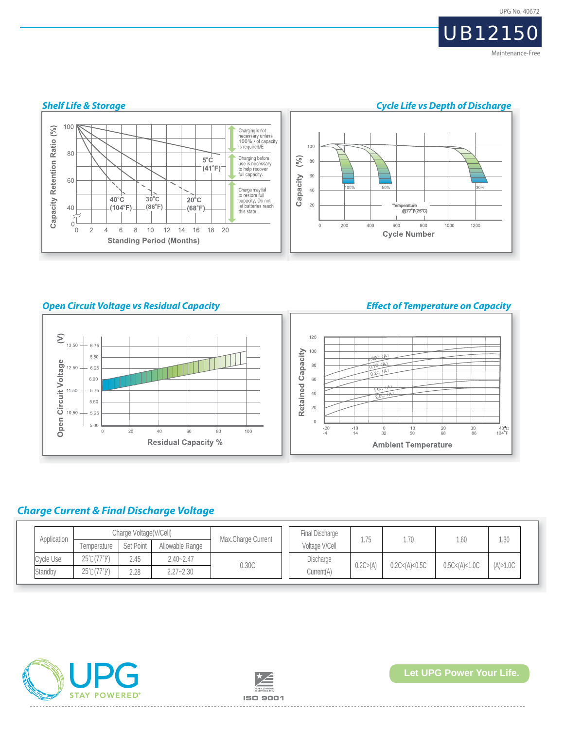UPG No. 40672

# UB12150

Maintenance-Free

## Shelf Life & Storage

Capacity Retention Ratio (%)

100
80
60
40
0

0 2 4 6 8 10 12 14 16 18 20

Standing Period (Months)

5°C (41°F)
40°C (104°F)
30°C (86°F)
20°C (68°F)

Charging is not necessary unless 100% • of capacity is required

Charging before use is necessary to help recover full capacity.

Charge may fail to restore full capacity. Do not let batteries reach this state.

## Cycle Life vs Depth of Discharge

Capacity (%)

100
80
60
40
20

0 200 400 600 800 1000 1200

Cycle Number

100%
50%
30%

Temperature @77°F(25°C)

## Open Circuit Voltage vs Residual Capacity

Open Circuit Voltage (V)

13.50 6.75
6.50
12.50 6.25
6.00
11.50 5.75
5.50
10.50 5.25
5.00

0 20 40 60 80 100

Residual Capacity %

## Effect of Temperature on Capacity

Retained Capacity

120
100
80
60
40
20
0

-20 -4
-10 14
0 32
10 50
20 68
30 86
40°C 104°F

Ambient Temperature

0.05C (A)
0.1C (A)
0.2C (A)
1.0C (A)
2.0C (A)

## Charge Current & Final Discharge Voltage

| Application | Charge Voltage(V/Cell) | | | Max.Charge Current |
|---|---|---|---|---|
| | Temperature | Set Point | Allowable Range | |
| Cycle Use | 25℃(77℉) | 2.45 | 2.40~2.47 | 0.30C |
| Standby | 25℃(77℉) | 2.28 | 2.27~2.30 | |

| Final Discharge Voltage V/Cell | 1.75 | 1.70 | 1.60 | 1.30 |
|---|---|---|---|---|
| Discharge Current(A) | 0.2C>(A) | 0.2C<(A)<0.5C | 0.5C<(A)<1.0C | (A)>1.0C |

UPG STAY POWERED®

ISO 9001

Let UPG Power Your Life.